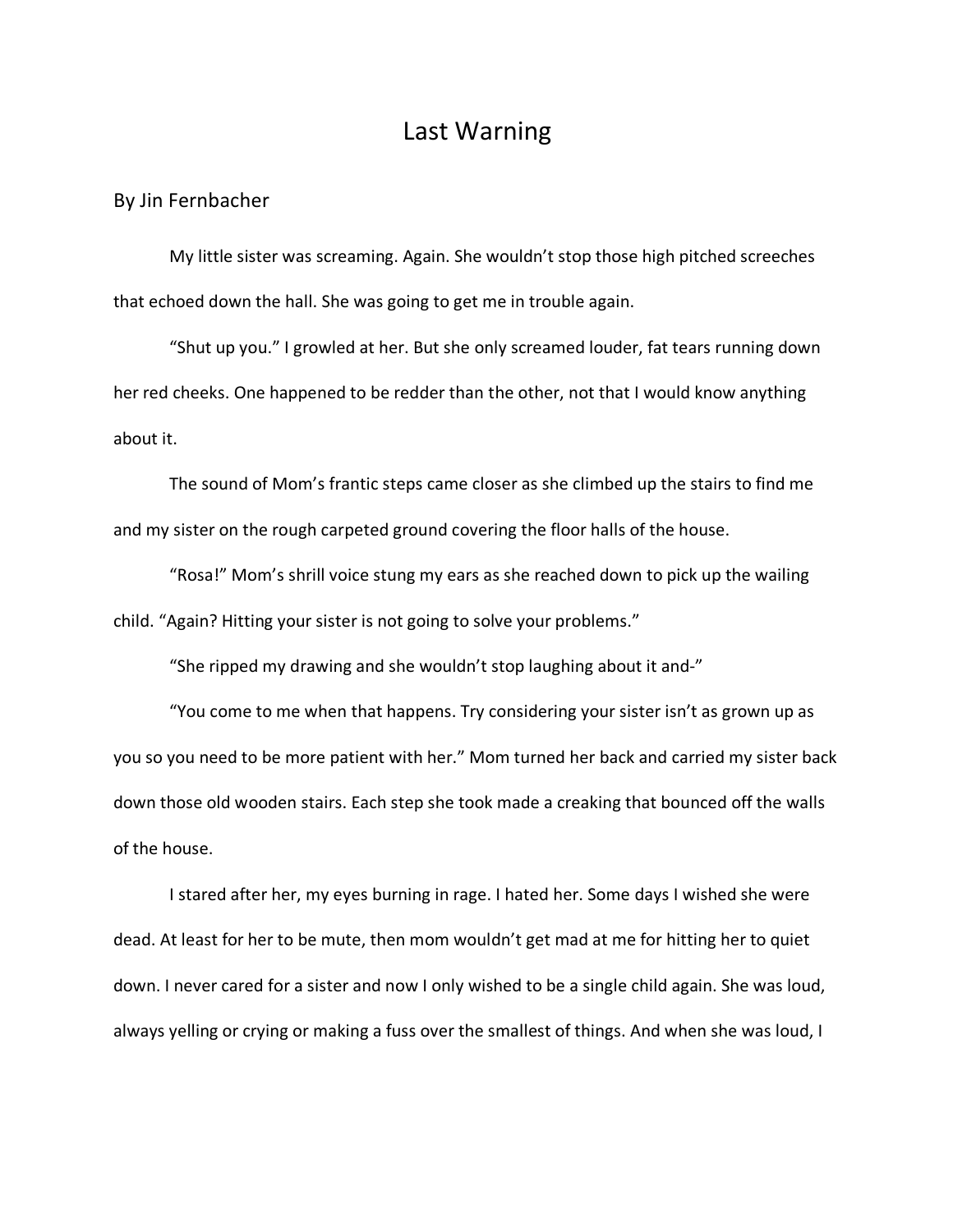# Last Warning

By Jin Fernbacher

My little sister was screaming. Again. She wouldn't stop those high pitched screeches that echoed down the hall. She was going to get me in trouble again.

"Shut up you." I growled at her. But she only screamed louder, fat tears running down her red cheeks. One happened to be redder than the other, not that I would know anything about it.

The sound of Mom's frantic steps came closer as she climbed up the stairs to find me and my sister on the rough carpeted ground covering the floor halls of the house.

"Rosa!" Mom's shrill voice stung my ears as she reached down to pick up the wailing child. "Again? Hitting your sister is not going to solve your problems."

"She ripped my drawing and she wouldn't stop laughing about it and-"

"You come to me when that happens. Try considering your sister isn't as grown up as you so you need to be more patient with her." Mom turned her back and carried my sister back down those old wooden stairs. Each step she took made a creaking that bounced off the walls of the house.

I stared after her, my eyes burning in rage. I hated her. Some days I wished she were dead. At least for her to be mute, then mom wouldn't get mad at me for hitting her to quiet down. I never cared for a sister and now I only wished to be a single child again. She was loud, always yelling or crying or making a fuss over the smallest of things. And when she was loud, I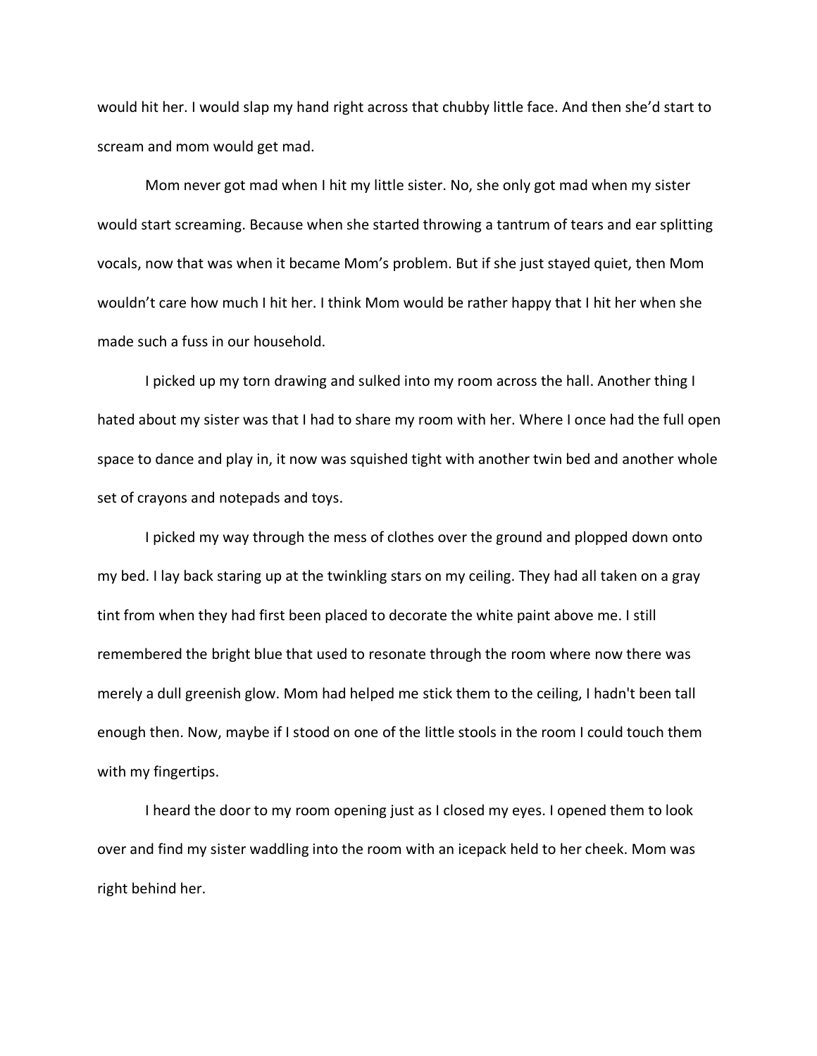would hit her. I would slap my hand right across that chubby little face. And then she'd start to scream and mom would get mad.

Mom never got mad when I hit my little sister. No, she only got mad when my sister would start screaming. Because when she started throwing a tantrum of tears and ear splitting vocals, now that was when it became Mom's problem. But if she just stayed quiet, then Mom wouldn't care how much I hit her. I think Mom would be rather happy that I hit her when she made such a fuss in our household.

I picked up my torn drawing and sulked into my room across the hall. Another thing I hated about my sister was that I had to share my room with her. Where I once had the full open space to dance and play in, it now was squished tight with another twin bed and another whole set of crayons and notepads and toys.

I picked my way through the mess of clothes over the ground and plopped down onto my bed. I lay back staring up at the twinkling stars on my ceiling. They had all taken on a gray tint from when they had first been placed to decorate the white paint above me. I still remembered the bright blue that used to resonate through the room where now there was merely a dull greenish glow. Mom had helped me stick them to the ceiling, I hadn't been tall enough then. Now, maybe if I stood on one of the little stools in the room I could touch them with my fingertips.

I heard the door to my room opening just as I closed my eyes. I opened them to look over and find my sister waddling into the room with an icepack held to her cheek. Mom was right behind her.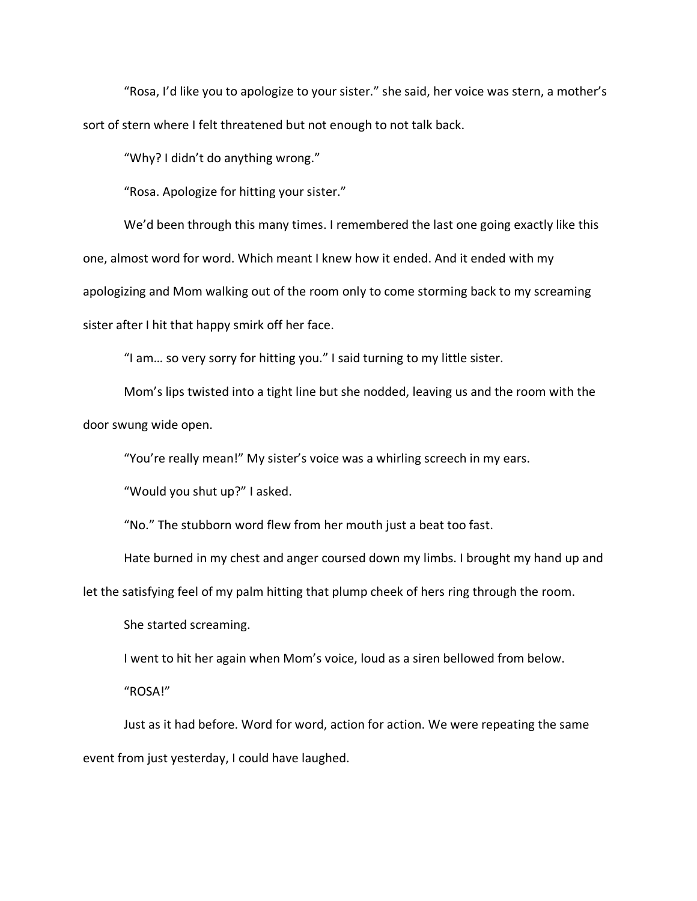"Rosa, I'd like you to apologize to your sister." she said, her voice was stern, a mother's sort of stern where I felt threatened but not enough to not talk back.

"Why? I didn't do anything wrong."

"Rosa. Apologize for hitting your sister."

We'd been through this many times. I remembered the last one going exactly like this one, almost word for word. Which meant I knew how it ended. And it ended with my apologizing and Mom walking out of the room only to come storming back to my screaming sister after I hit that happy smirk off her face.

"I am… so very sorry for hitting you." I said turning to my little sister.

Mom's lips twisted into a tight line but she nodded, leaving us and the room with the door swung wide open.

"You're really mean!" My sister's voice was a whirling screech in my ears.

"Would you shut up?" I asked.

"No." The stubborn word flew from her mouth just a beat too fast.

Hate burned in my chest and anger coursed down my limbs. I brought my hand up and let the satisfying feel of my palm hitting that plump cheek of hers ring through the room.

She started screaming.

I went to hit her again when Mom's voice, loud as a siren bellowed from below.

"ROSA!"

Just as it had before. Word for word, action for action. We were repeating the same event from just yesterday, I could have laughed.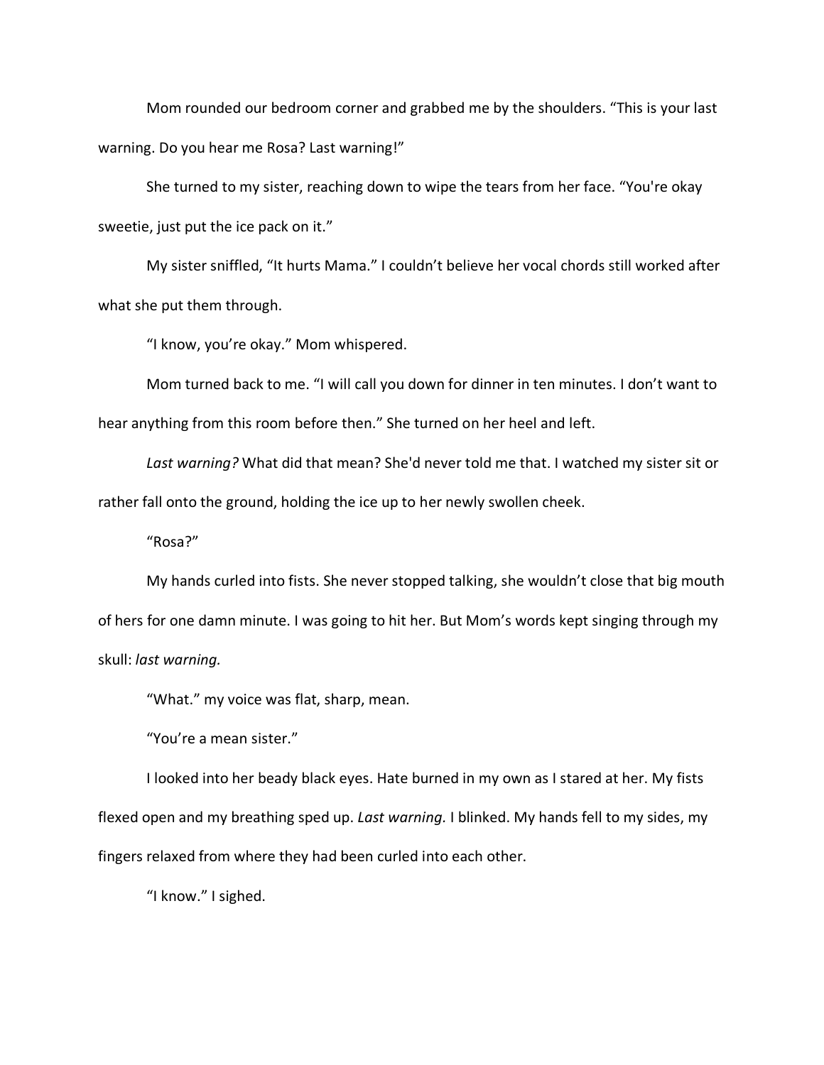Mom rounded our bedroom corner and grabbed me by the shoulders. "This is your last warning. Do you hear me Rosa? Last warning!"

She turned to my sister, reaching down to wipe the tears from her face. "You're okay sweetie, just put the ice pack on it."

My sister sniffled, "It hurts Mama." I couldn't believe her vocal chords still worked after what she put them through.

"I know, you're okay." Mom whispered.

Mom turned back to me. "I will call you down for dinner in ten minutes. I don't want to hear anything from this room before then." She turned on her heel and left.

*Last warning?* What did that mean? She'd never told me that. I watched my sister sit or rather fall onto the ground, holding the ice up to her newly swollen cheek.

"Rosa?"

My hands curled into fists. She never stopped talking, she wouldn't close that big mouth of hers for one damn minute. I was going to hit her. But Mom's words kept singing through my skull: *last warning.*

"What." my voice was flat, sharp, mean.

"You're a mean sister."

I looked into her beady black eyes. Hate burned in my own as I stared at her. My fists flexed open and my breathing sped up. *Last warning.* I blinked. My hands fell to my sides, my fingers relaxed from where they had been curled into each other.

"I know." I sighed.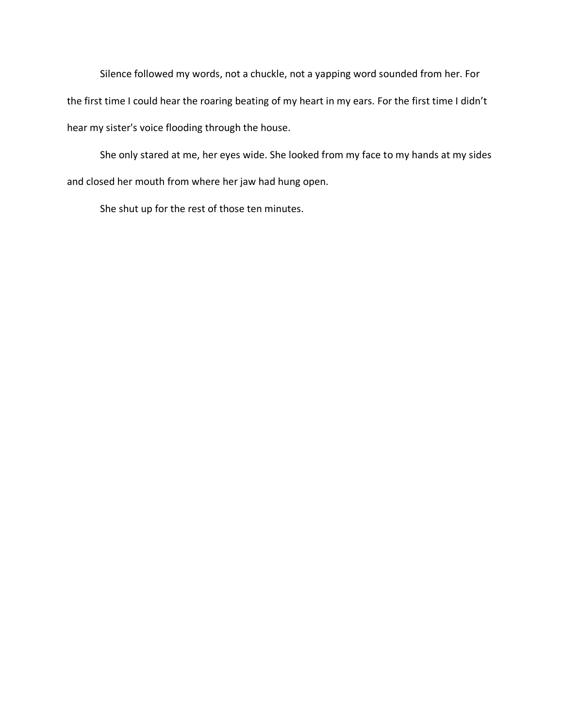Silence followed my words, not a chuckle, not a yapping word sounded from her. For the first time I could hear the roaring beating of my heart in my ears. For the first time I didn't hear my sister's voice flooding through the house.

She only stared at me, her eyes wide. She looked from my face to my hands at my sides and closed her mouth from where her jaw had hung open.

She shut up for the rest of those ten minutes.